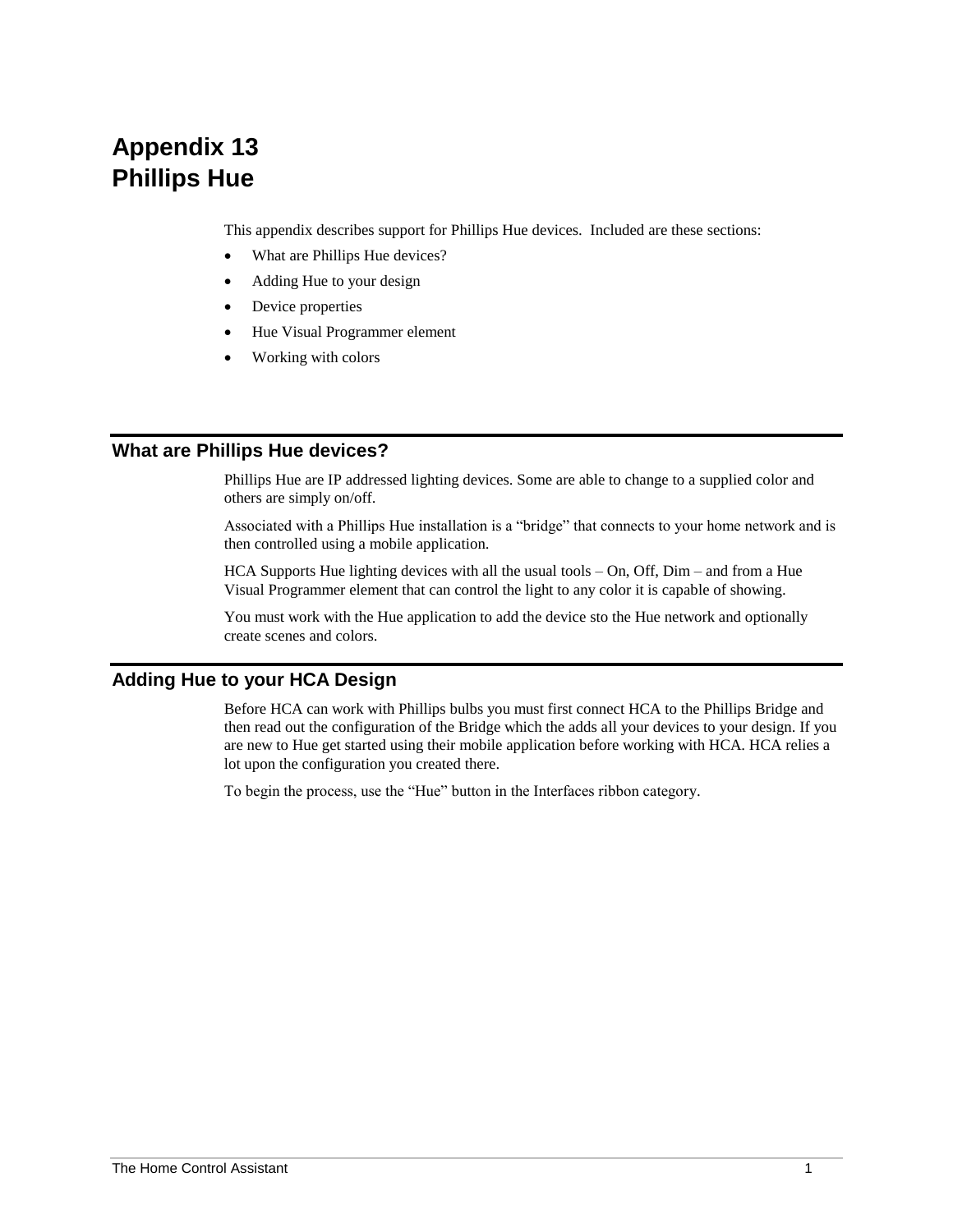# Appendix 13
# Phillips Hue

This appendix describes support for Phillips Hue devices. Included are these sections:

- What are Phillips Hue devices?
- Adding Hue to your design
- Device properties
- Hue Visual Programmer element
- Working with colors

## What are Phillips Hue devices?

Phillips Hue are IP addressed lighting devices. Some are able to change to a supplied color and others are simply on/off.

Associated with a Phillips Hue installation is a "bridge" that connects to your home network and is then controlled using a mobile application.

HCA Supports Hue lighting devices with all the usual tools – On, Off, Dim – and from a Hue Visual Programmer element that can control the light to any color it is capable of showing.

You must work with the Hue application to add the device sto the Hue network and optionally create scenes and colors.

## Adding Hue to your HCA Design

Before HCA can work with Phillips bulbs you must first connect HCA to the Phillips Bridge and then read out the configuration of the Bridge which the adds all your devices to your design. If you are new to Hue get started using their mobile application before working with HCA. HCA relies a lot upon the configuration you created there.

To begin the process, use the "Hue" button in the Interfaces ribbon category.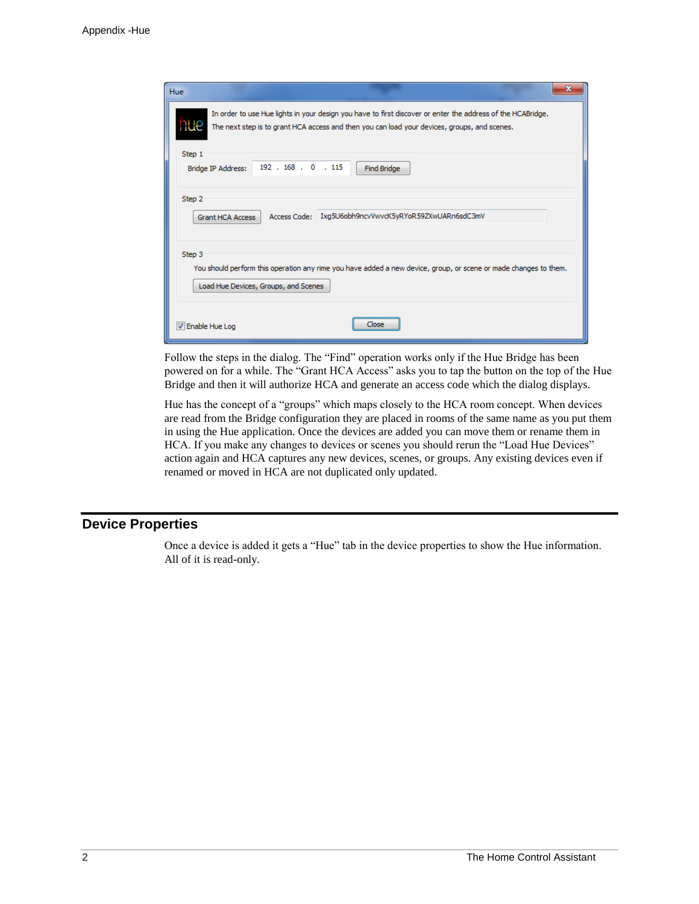Follow the steps in the dialog. The “Find” operation works only if the Hue Bridge has been powered on for a while. The “Grant HCA Access” asks you to tap the button on the top of the Hue Bridge and then it will authorize HCA and generate an access code which the dialog displays.

Hue has the concept of a “groups” which maps closely to the HCA room concept. When devices are read from the Bridge configuration they are placed in rooms of the same name as you put them in using the Hue application. Once the devices are added you can move them or rename them in HCA. If you make any changes to devices or scenes you should rerun the “Load Hue Devices” action again and HCA captures any new devices, scenes, or groups. Any existing devices even if renamed or moved in HCA are not duplicated only updated.

## Device Properties

Once a device is added it gets a “Hue” tab in the device properties to show the Hue information. All of it is read-only.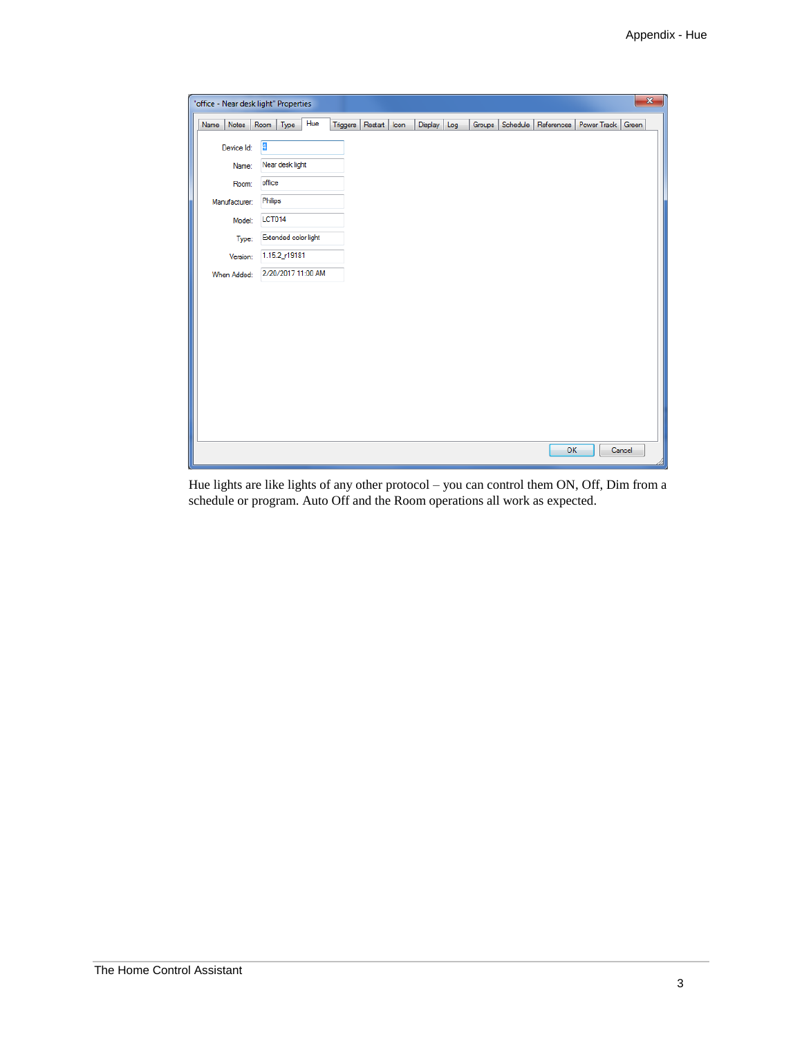"office - Near desk light" Properties

Name | Notes | Room | Type | Hue | Triggers | Restart | Icon | Display | Log | Groups | Schedule | References | Power Track | Green

| | |
|---|---|
| Device Id: | 4 |
| Name: | Near desk light |
| Room: | office |
| Manufacturer: | Philips |
| Model: | LCT014 |
| Type: | Extended color light |
| Version: | 1.15.2_r19181 |
| When Added: | 2/20/2017 11:00 AM |

OK | Cancel

Hue lights are like lights of any other protocol – you can control them ON, Off, Dim from a schedule or program. Auto Off and the Room operations all work as expected.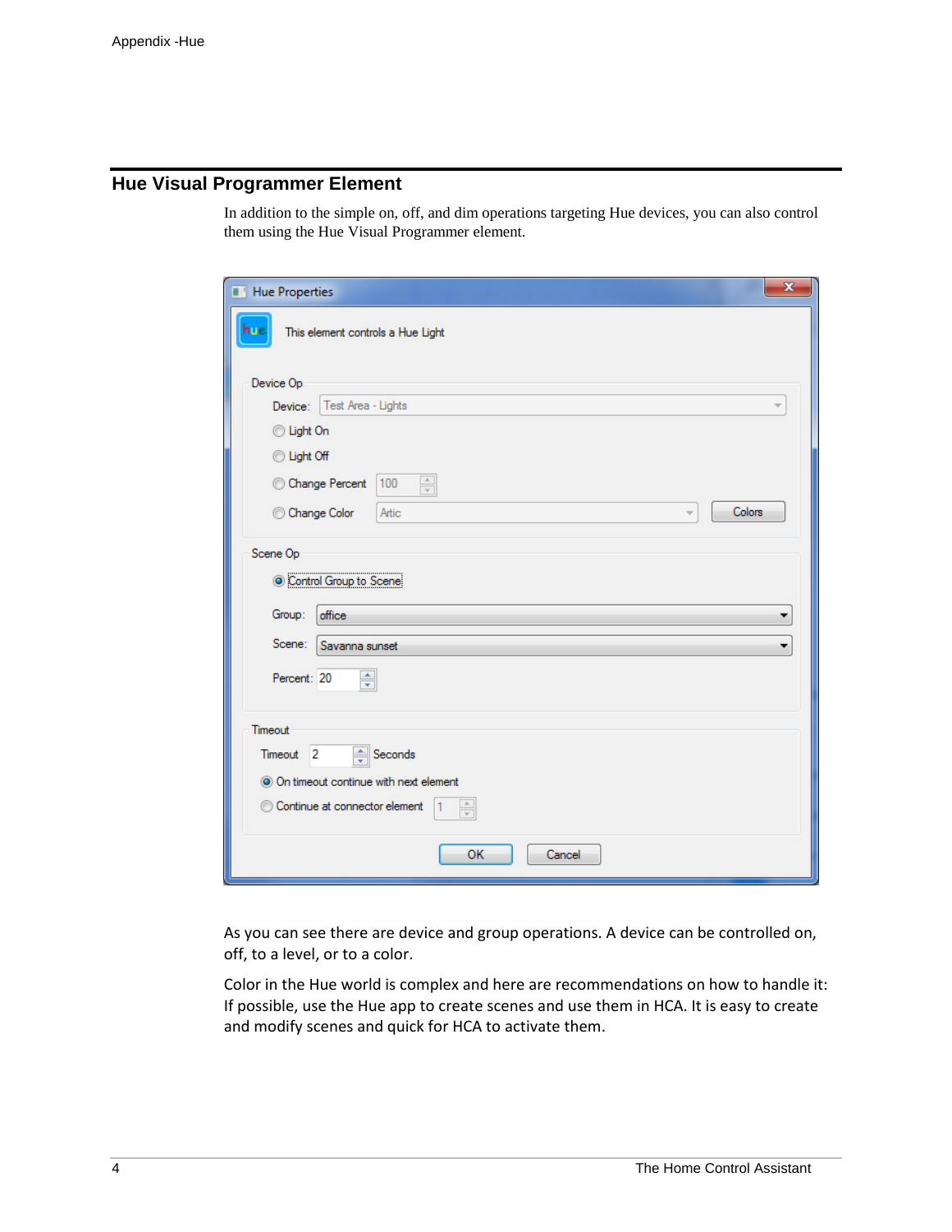## Hue Visual Programmer Element

In addition to the simple on, off, and dim operations targeting Hue devices, you can also control them using the Hue Visual Programmer element.

As you can see there are device and group operations. A device can be controlled on, off, to a level, or to a color.

Color in the Hue world is complex and here are recommendations on how to handle it: If possible, use the Hue app to create scenes and use them in HCA. It is easy to create and modify scenes and quick for HCA to activate them.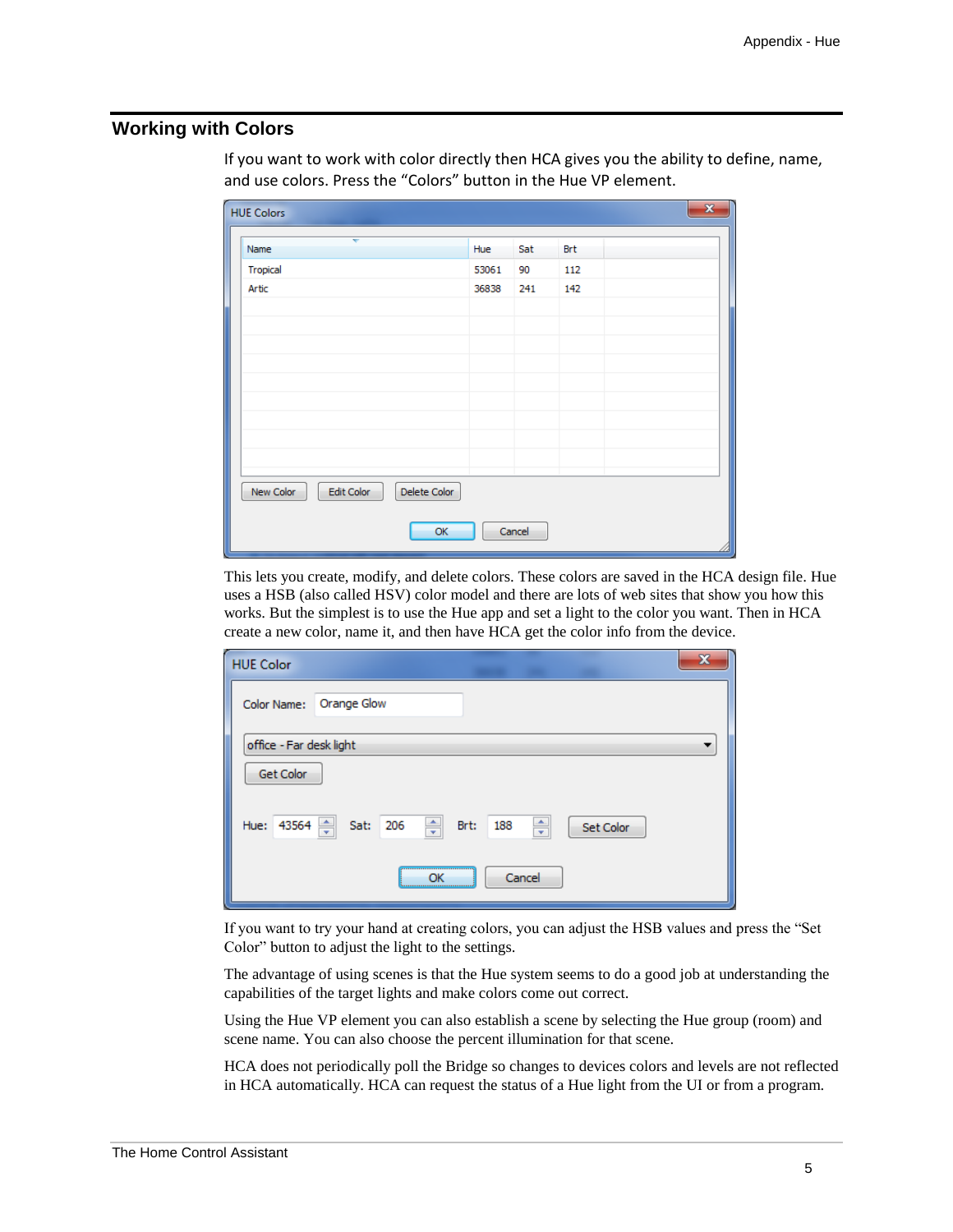## Working with Colors

If you want to work with color directly then HCA gives you the ability to define, name, and use colors. Press the "Colors" button in the Hue VP element.

This lets you create, modify, and delete colors. These colors are saved in the HCA design file. Hue uses a HSB (also called HSV) color model and there are lots of web sites that show you how this works. But the simplest is to use the Hue app and set a light to the color you want. Then in HCA create a new color, name it, and then have HCA get the color info from the device.

If you want to try your hand at creating colors, you can adjust the HSB values and press the "Set Color" button to adjust the light to the settings.

The advantage of using scenes is that the Hue system seems to do a good job at understanding the capabilities of the target lights and make colors come out correct.

Using the Hue VP element you can also establish a scene by selecting the Hue group (room) and scene name. You can also choose the percent illumination for that scene.

HCA does not periodically poll the Bridge so changes to devices colors and levels are not reflected in HCA automatically. HCA can request the status of a Hue light from the UI or from a program.